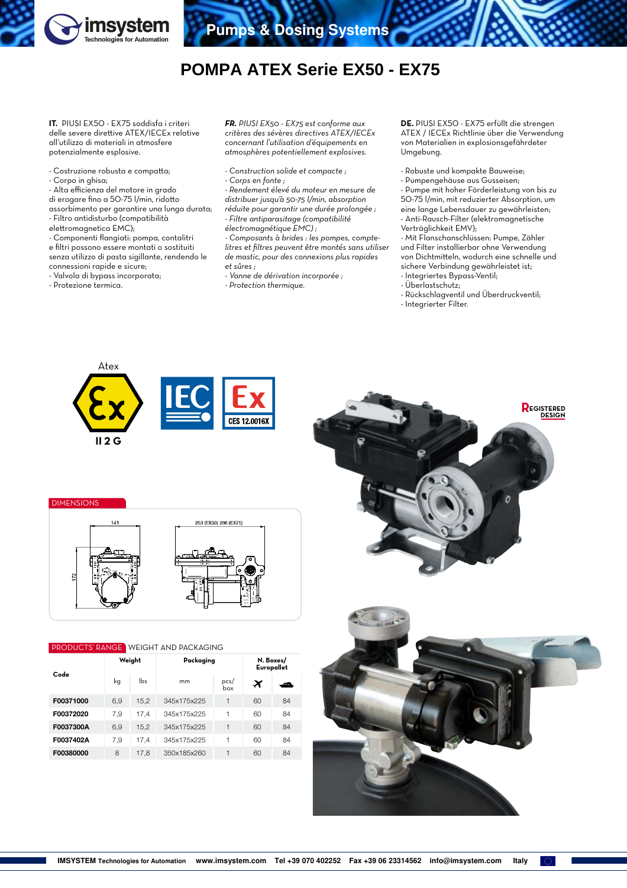# POMPA ATEX Serie EX50 - EX75

**IT.** PIUSI EX50 - EX75 soddisfa i criteri delle severe direttive ATEX/IECEx relative all'utilizzo di materiali in atmosfere potenzialmente esplosive.

- Costruzione robusta e compatta;
- Corpo in ghisa;
- Alta efficienza del motore in grado di erogare fino a 50-75 l/min, ridotto assorbimento per garantire una lunga durata;
- Filtro antidisturbo (compatibilità elettromagnetica EMC);
- Componenti flangiati: pompa, contalitri e filtri possono essere montati o sostituiti senza utilizzo di pasta sigillante, rendendo le connessioni rapide e sicure;
- Valvola di bypass incorporata;
- Protezione termica.

***FR.*** *PIUSI EX50 - EX75 est conforme aux critères des sévères directives ATEX/IECEx concernant l'utilisation d'équipements en atmosphères potentiellement explosives.*

- *Construction solide et compacte ;*
- *Corps en fonte ;*
- *Rendement élevé du moteur en mesure de distribuer jusqu'à 50-75 l/min, absorption réduite pour garantir une durée prolongée ;*
- *Filtre antiparasitage (compatibilité électromagnétique EMC) ;*
- *Composants à brides : les pompes, compte-litres et filtres peuvent être montés sans utiliser de mastic, pour des connexions plus rapides et sûres ;*
- *Vanne de dérivation incorporée ;*
- *Protection thermique.*

**DE.** PIUSI EX50 - EX75 erfüllt die strengen ATEX / IECEx Richtlinie über die Verwendung von Materialien in explosionsgefährdeter Umgebung.

- Robuste und kompakte Bauweise;
- Pumpengehäuse aus Gusseisen;
- Pumpe mit hoher Förderleistung von bis zu 50-75 l/min, mit reduzierter Absorption, um eine lange Lebensdauer zu gewährleisten;
- Anti-Rausch-Filter (elektromagnetische Verträglichkeit EMV);
- Mit Flanschanschlüssen: Pumpe, Zähler und Filter installierbar ohne Verwendung von Dichtmitteln, wodurch eine schnelle und sichere Verbindung gewährleistet ist;
- Integriertes Bypass-Ventil;
- Überlastschutz;
- Rückschlagventil und Überdruckventil;
- Integrierter Filter.

Atex

II 2 G

IEC Ex CES 12.0016X

REGISTERED DESIGN

DIMENSIONS

141 — 172 — 253 (EX50) 266 (EX75)

PRODUCTS' RANGE WEIGHT AND PACKAGING

| Code | Weight | | Packaging | | N. Boxes/ Europallet | |
|---|---|---|---|---|---|---|
| | kg | lbs | mm | pcs/ box | ✈ | ⛴ |
| F00371000 | 6,9 | 15,2 | 345x175x225 | 1 | 60 | 84 |
| F00372020 | 7,9 | 17,4 | 345x175x225 | 1 | 60 | 84 |
| F0037300A | 6,9 | 15,2 | 345x175x225 | 1 | 60 | 84 |
| F0037402A | 7,9 | 17,4 | 345x175x225 | 1 | 60 | 84 |
| F00380000 | 8 | 17,8 | 350x185x260 | 1 | 60 | 84 |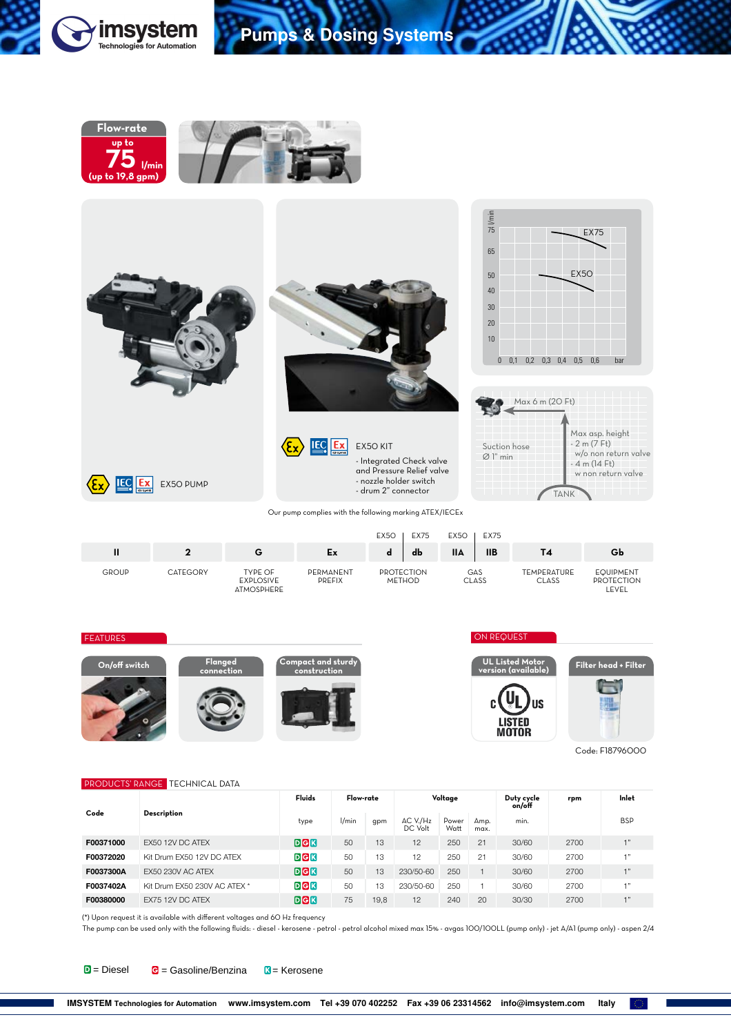Pumps & Dosing Systems

Flow-rate
up to
**75** l/min
(up to 19,8 gpm)

EX50 PUMP

EX50 KIT
- Integrated Check valve and Pressure Relief valve
- nozzle holder switch
- drum 2" connector

l/min
75
65
50
40
30
20
10
0 0,1 0,2 0,3 0,4 0,5 0,6 bar
EX75
EX50

Max 6 m (20 Ft)
Suction hose
Ø 1" min
Max asp. height
- 2 m (7 Ft) w/o non return valve
- 4 m (14 Ft) w non return valve
TANK

Our pump complies with the following marking ATEX/IECEx

| II | 2 | G | Ex | EX50 d | EX75 db | EX50 IIA | EX75 IIB | T4 | Gb |
|---|---|---|---|---|---|---|---|---|---|
| GROUP | CATEGORY | TYPE OF EXPLOSIVE ATMOSPHERE | PERMANENT PREFIX | PROTECTION METHOD | | GAS CLASS | | TEMPERATURE CLASS | EQUIPMENT PROTECTION LEVEL |

## FEATURES

- On/off switch
- Flanged connection
- Compact and sturdy construction

## ON REQUEST

- UL Listed Motor version (available)
- Filter head + Filter — Code: F18796000

## PRODUCTS' RANGE TECHNICAL DATA

| Code | Description | Fluids | Flow-rate | | Voltage | | | Duty cycle on/off | rpm | Inlet |
|---|---|---|---|---|---|---|---|---|---|---|
| | | type | l/min | gpm | AC V./Hz DC Volt | Power Watt | Amp. max. | min. | | BSP |
| **F00371000** | EX50 12V DC ATEX | D G K | 50 | 13 | 12 | 250 | 21 | 30/60 | 2700 | 1" |
| **F00372020** | Kit Drum EX50 12V DC ATEX | D G K | 50 | 13 | 12 | 250 | 21 | 30/60 | 2700 | 1" |
| **F0037300A** | EX50 230V AC ATEX | D G K | 50 | 13 | 230/50-60 | 250 | 1 | 30/60 | 2700 | 1" |
| **F0037402A** | Kit Drum EX50 230V AC ATEX * | D G K | 50 | 13 | 230/50-60 | 250 | 1 | 30/60 | 2700 | 1" |
| **F00380000** | EX75 12V DC ATEX | D G K | 75 | 19,8 | 12 | 240 | 20 | 30/30 | 2700 | 1" |

(*) Upon request it is available with different voltages and 60 Hz frequency
The pump can be used only with the following fluids: - diesel - kerosene - petrol - petrol alcohol mixed max 15% - avgas 100/100LL (pump only) - jet A/A1 (pump only) - aspen 2/4

D = Diesel G = Gasoline/Benzina K= Kerosene

IMSYSTEM Technologies for Automation www.imsystem.com Tel +39 070 402252 Fax +39 06 23314562 info@imsystem.com Italy